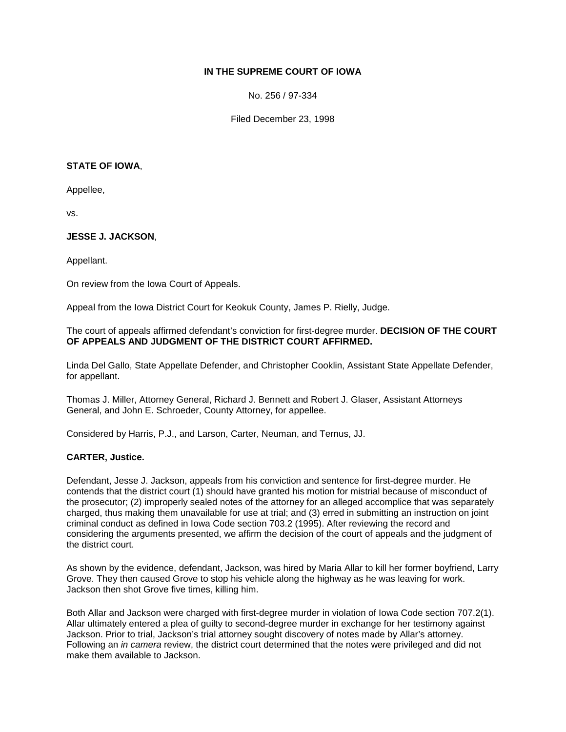**IN THE SUPREME COURT OF IOWA**

No. 256 / 97-334

Filed December 23, 1998

**STATE OF IOWA**,

Appellee,

vs.

**JESSE J. JACKSON**,

Appellant.

On review from the Iowa Court of Appeals.

Appeal from the Iowa District Court for Keokuk County, James P. Rielly, Judge.

The court of appeals affirmed defendant's conviction for first-degree murder. **DECISION OF THE COURT OF APPEALS AND JUDGMENT OF THE DISTRICT COURT AFFIRMED.**

Linda Del Gallo, State Appellate Defender, and Christopher Cooklin, Assistant State Appellate Defender, for appellant.

Thomas J. Miller, Attorney General, Richard J. Bennett and Robert J. Glaser, Assistant Attorneys General, and John E. Schroeder, County Attorney, for appellee.

Considered by Harris, P.J., and Larson, Carter, Neuman, and Ternus, JJ.

**CARTER, Justice.**

Defendant, Jesse J. Jackson, appeals from his conviction and sentence for first-degree murder. He contends that the district court (1) should have granted his motion for mistrial because of misconduct of the prosecutor; (2) improperly sealed notes of the attorney for an alleged accomplice that was separately charged, thus making them unavailable for use at trial; and (3) erred in submitting an instruction on joint criminal conduct as defined in Iowa Code section 703.2 (1995). After reviewing the record and considering the arguments presented, we affirm the decision of the court of appeals and the judgment of the district court.

As shown by the evidence, defendant, Jackson, was hired by Maria Allar to kill her former boyfriend, Larry Grove. They then caused Grove to stop his vehicle along the highway as he was leaving for work. Jackson then shot Grove five times, killing him.

Both Allar and Jackson were charged with first-degree murder in violation of Iowa Code section 707.2(1). Allar ultimately entered a plea of guilty to second-degree murder in exchange for her testimony against Jackson. Prior to trial, Jackson's trial attorney sought discovery of notes made by Allar's attorney. Following an *in camera* review, the district court determined that the notes were privileged and did not make them available to Jackson.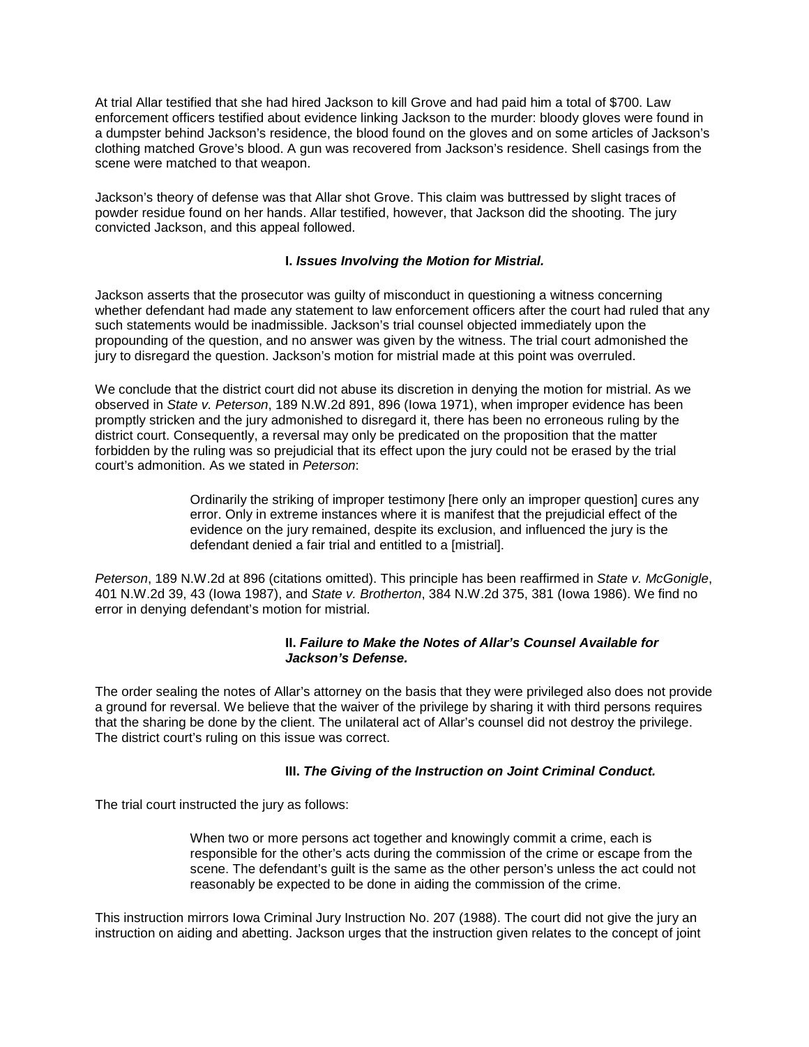At trial Allar testified that she had hired Jackson to kill Grove and had paid him a total of $700. Law enforcement officers testified about evidence linking Jackson to the murder: bloody gloves were found in a dumpster behind Jackson's residence, the blood found on the gloves and on some articles of Jackson's clothing matched Grove's blood. A gun was recovered from Jackson's residence. Shell casings from the scene were matched to that weapon.

Jackson's theory of defense was that Allar shot Grove. This claim was buttressed by slight traces of powder residue found on her hands. Allar testified, however, that Jackson did the shooting. The jury convicted Jackson, and this appeal followed.

### I. *Issues Involving the Motion for Mistrial.*

Jackson asserts that the prosecutor was guilty of misconduct in questioning a witness concerning whether defendant had made any statement to law enforcement officers after the court had ruled that any such statements would be inadmissible. Jackson's trial counsel objected immediately upon the propounding of the question, and no answer was given by the witness. The trial court admonished the jury to disregard the question. Jackson's motion for mistrial made at this point was overruled.

We conclude that the district court did not abuse its discretion in denying the motion for mistrial. As we observed in *State v. Peterson*, 189 N.W.2d 891, 896 (Iowa 1971), when improper evidence has been promptly stricken and the jury admonished to disregard it, there has been no erroneous ruling by the district court. Consequently, a reversal may only be predicated on the proposition that the matter forbidden by the ruling was so prejudicial that its effect upon the jury could not be erased by the trial court's admonition. As we stated in *Peterson*:

> Ordinarily the striking of improper testimony [here only an improper question] cures any error. Only in extreme instances where it is manifest that the prejudicial effect of the evidence on the jury remained, despite its exclusion, and influenced the jury is the defendant denied a fair trial and entitled to a [mistrial].

*Peterson*, 189 N.W.2d at 896 (citations omitted). This principle has been reaffirmed in *State v. McGonigle*, 401 N.W.2d 39, 43 (Iowa 1987), and *State v. Brotherton*, 384 N.W.2d 375, 381 (Iowa 1986). We find no error in denying defendant's motion for mistrial.

### II. *Failure to Make the Notes of Allar's Counsel Available for Jackson's Defense.*

The order sealing the notes of Allar's attorney on the basis that they were privileged also does not provide a ground for reversal. We believe that the waiver of the privilege by sharing it with third persons requires that the sharing be done by the client. The unilateral act of Allar's counsel did not destroy the privilege. The district court's ruling on this issue was correct.

### III. *The Giving of the Instruction on Joint Criminal Conduct.*

The trial court instructed the jury as follows:

> When two or more persons act together and knowingly commit a crime, each is responsible for the other's acts during the commission of the crime or escape from the scene. The defendant's guilt is the same as the other person's unless the act could not reasonably be expected to be done in aiding the commission of the crime.

This instruction mirrors Iowa Criminal Jury Instruction No. 207 (1988). The court did not give the jury an instruction on aiding and abetting. Jackson urges that the instruction given relates to the concept of joint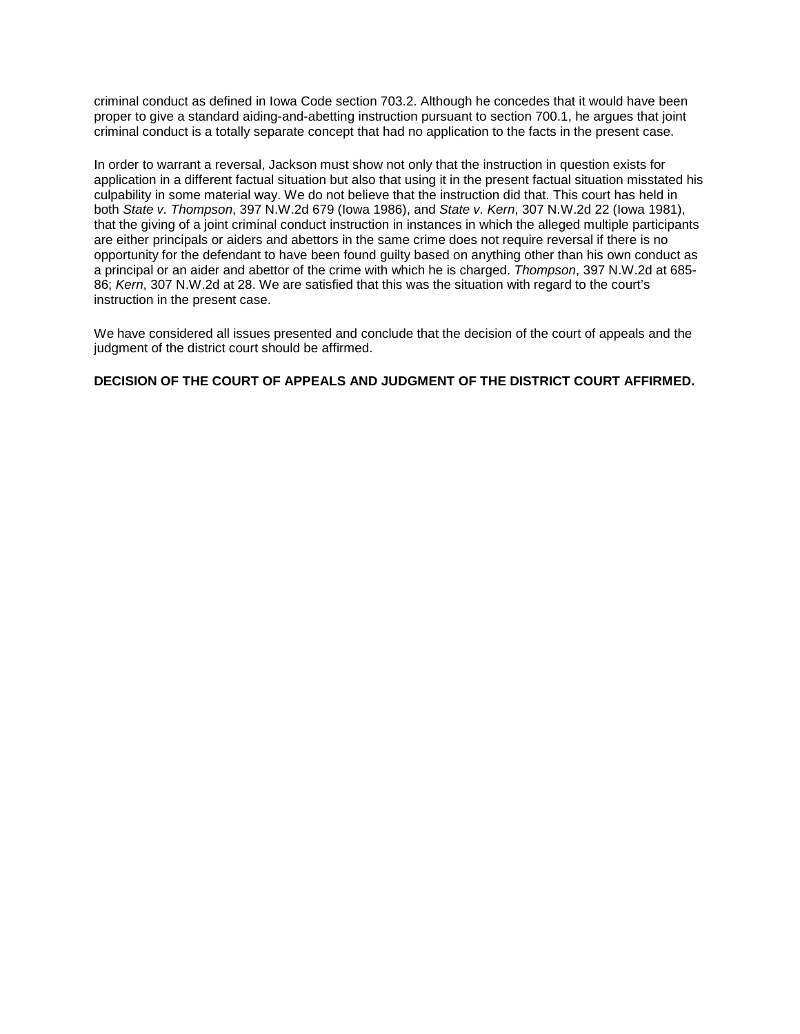criminal conduct as defined in Iowa Code section 703.2. Although he concedes that it would have been proper to give a standard aiding-and-abetting instruction pursuant to section 700.1, he argues that joint criminal conduct is a totally separate concept that had no application to the facts in the present case.

In order to warrant a reversal, Jackson must show not only that the instruction in question exists for application in a different factual situation but also that using it in the present factual situation misstated his culpability in some material way. We do not believe that the instruction did that. This court has held in both *State v. Thompson*, 397 N.W.2d 679 (Iowa 1986), and *State v. Kern*, 307 N.W.2d 22 (Iowa 1981), that the giving of a joint criminal conduct instruction in instances in which the alleged multiple participants are either principals or aiders and abettors in the same crime does not require reversal if there is no opportunity for the defendant to have been found guilty based on anything other than his own conduct as a principal or an aider and abettor of the crime with which he is charged. *Thompson*, 397 N.W.2d at 685-86; *Kern*, 307 N.W.2d at 28. We are satisfied that this was the situation with regard to the court's instruction in the present case.

We have considered all issues presented and conclude that the decision of the court of appeals and the judgment of the district court should be affirmed.

**DECISION OF THE COURT OF APPEALS AND JUDGMENT OF THE DISTRICT COURT AFFIRMED.**